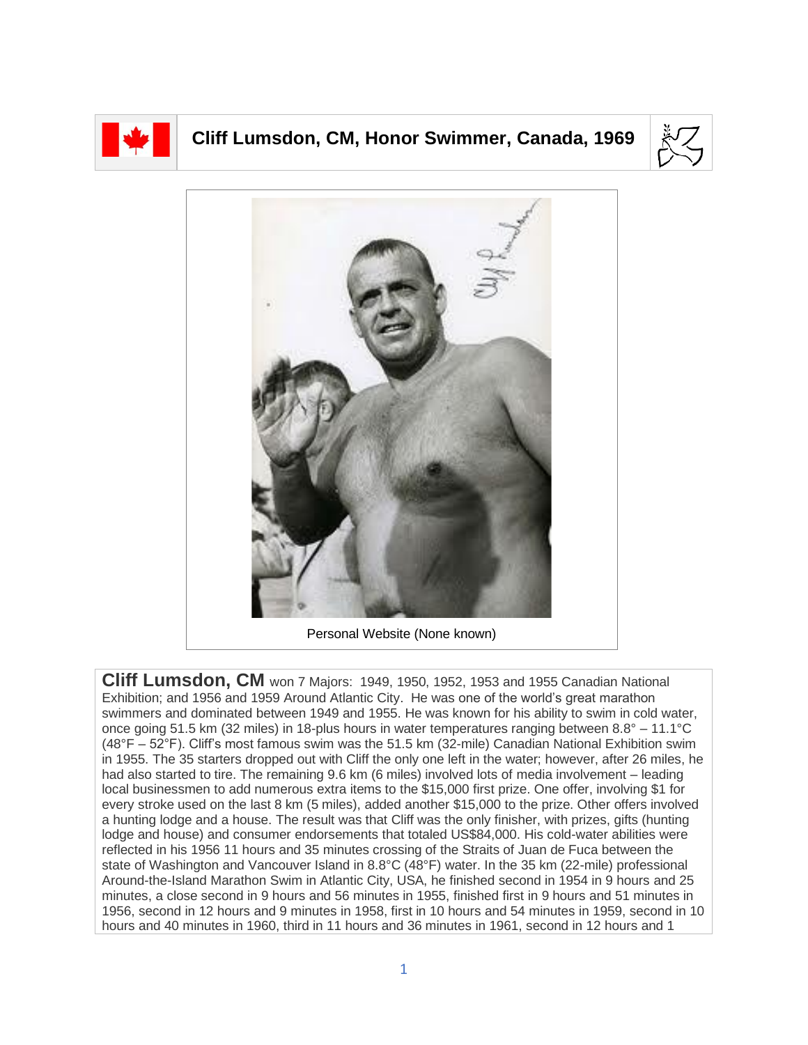# Cliff Lumsdon, CM, Honor Swimmer, Canada, 1969

Personal Website (None known)

**Cliff Lumsdon, CM** won 7 Majors: 1949, 1950, 1952, 1953 and 1955 Canadian National Exhibition; and 1956 and 1959 Around Atlantic City. He was one of the world's great marathon swimmers and dominated between 1949 and 1955. He was known for his ability to swim in cold water, once going 51.5 km (32 miles) in 18-plus hours in water temperatures ranging between 8.8° – 11.1°C (48°F – 52°F). Cliff's most famous swim was the 51.5 km (32-mile) Canadian National Exhibition swim in 1955. The 35 starters dropped out with Cliff the only one left in the water; however, after 26 miles, he had also started to tire. The remaining 9.6 km (6 miles) involved lots of media involvement – leading local businessmen to add numerous extra items to the $15,000 first prize. One offer, involving $1 for every stroke used on the last 8 km (5 miles), added another $15,000 to the prize. Other offers involved a hunting lodge and a house. The result was that Cliff was the only finisher, with prizes, gifts (hunting lodge and house) and consumer endorsements that totaled US$84,000. His cold-water abilities were reflected in his 1956 11 hours and 35 minutes crossing of the Straits of Juan de Fuca between the state of Washington and Vancouver Island in 8.8°C (48°F) water. In the 35 km (22-mile) professional Around-the-Island Marathon Swim in Atlantic City, USA, he finished second in 1954 in 9 hours and 25 minutes, a close second in 9 hours and 56 minutes in 1955, finished first in 9 hours and 51 minutes in 1956, second in 12 hours and 9 minutes in 1958, first in 10 hours and 54 minutes in 1959, second in 10 hours and 40 minutes in 1960, third in 11 hours and 36 minutes in 1961, second in 12 hours and 1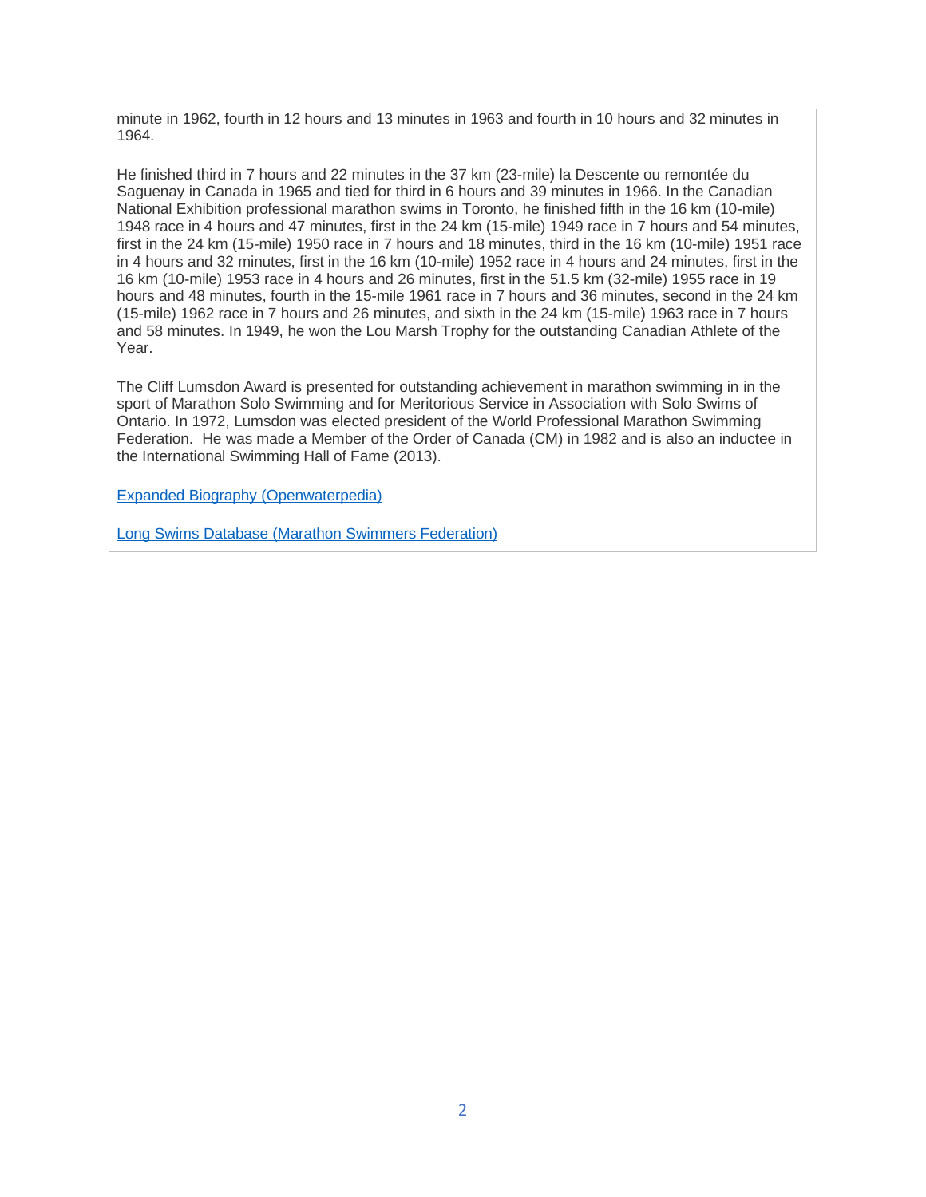minute in 1962, fourth in 12 hours and 13 minutes in 1963 and fourth in 10 hours and 32 minutes in 1964.

He finished third in 7 hours and 22 minutes in the 37 km (23-mile) la Descente ou remontée du Saguenay in Canada in 1965 and tied for third in 6 hours and 39 minutes in 1966. In the Canadian National Exhibition professional marathon swims in Toronto, he finished fifth in the 16 km (10-mile) 1948 race in 4 hours and 47 minutes, first in the 24 km (15-mile) 1949 race in 7 hours and 54 minutes, first in the 24 km (15-mile) 1950 race in 7 hours and 18 minutes, third in the 16 km (10-mile) 1951 race in 4 hours and 32 minutes, first in the 16 km (10-mile) 1952 race in 4 hours and 24 minutes, first in the 16 km (10-mile) 1953 race in 4 hours and 26 minutes, first in the 51.5 km (32-mile) 1955 race in 19 hours and 48 minutes, fourth in the 15-mile 1961 race in 7 hours and 36 minutes, second in the 24 km (15-mile) 1962 race in 7 hours and 26 minutes, and sixth in the 24 km (15-mile) 1963 race in 7 hours and 58 minutes. In 1949, he won the Lou Marsh Trophy for the outstanding Canadian Athlete of the Year.

The Cliff Lumsdon Award is presented for outstanding achievement in marathon swimming in in the sport of Marathon Solo Swimming and for Meritorious Service in Association with Solo Swims of Ontario. In 1972, Lumsdon was elected president of the World Professional Marathon Swimming Federation. He was made a Member of the Order of Canada (CM) in 1982 and is also an inductee in the International Swimming Hall of Fame (2013).

Expanded Biography (Openwaterpedia)

Long Swims Database (Marathon Swimmers Federation)